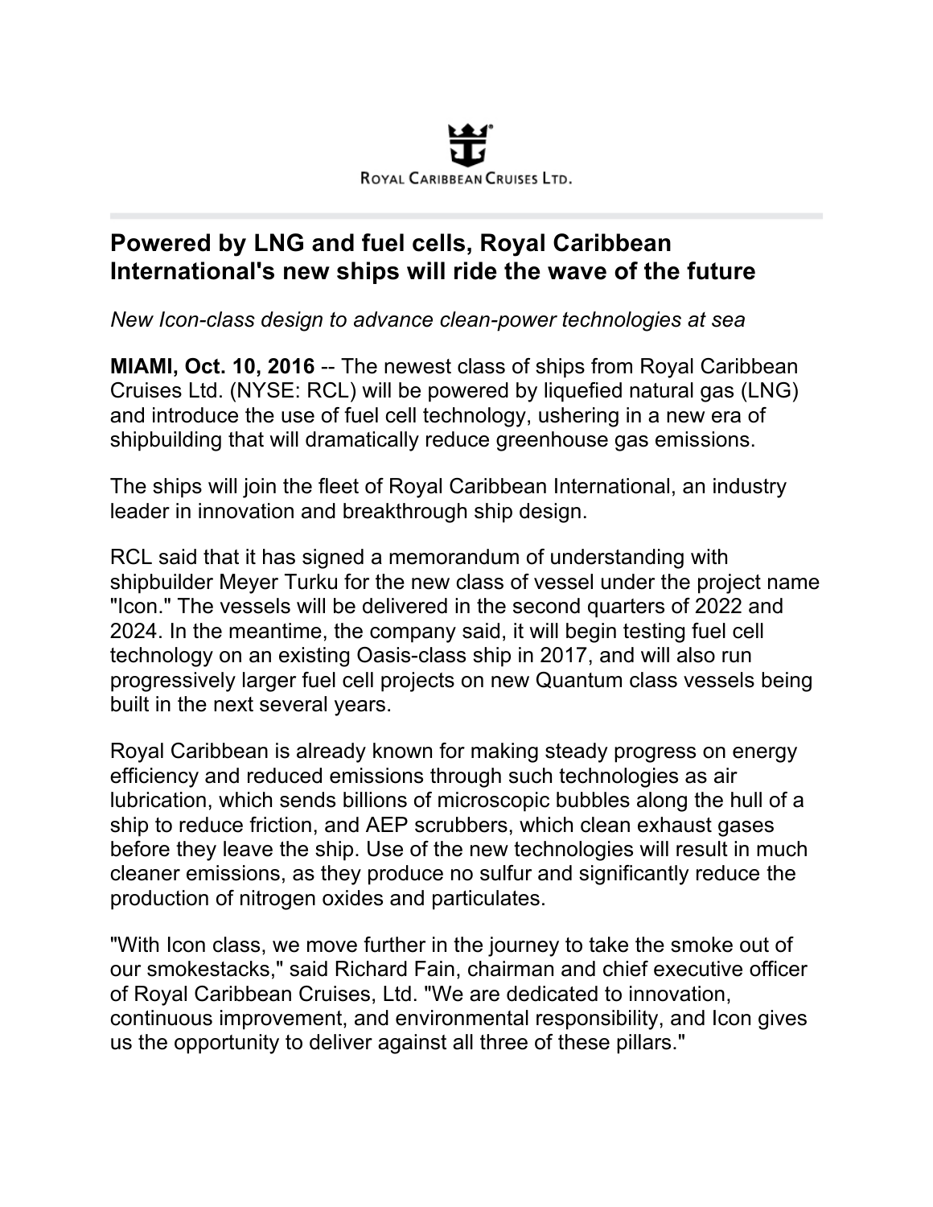ROYAL CARIBBEAN CRUISES LTD.

# Powered by LNG and fuel cells, Royal Caribbean International's new ships will ride the wave of the future

*New Icon-class design to advance clean-power technologies at sea*

**MIAMI, Oct. 10, 2016** -- The newest class of ships from Royal Caribbean Cruises Ltd. (NYSE: RCL) will be powered by liquefied natural gas (LNG) and introduce the use of fuel cell technology, ushering in a new era of shipbuilding that will dramatically reduce greenhouse gas emissions.

The ships will join the fleet of Royal Caribbean International, an industry leader in innovation and breakthrough ship design.

RCL said that it has signed a memorandum of understanding with shipbuilder Meyer Turku for the new class of vessel under the project name "Icon." The vessels will be delivered in the second quarters of 2022 and 2024. In the meantime, the company said, it will begin testing fuel cell technology on an existing Oasis-class ship in 2017, and will also run progressively larger fuel cell projects on new Quantum class vessels being built in the next several years.

Royal Caribbean is already known for making steady progress on energy efficiency and reduced emissions through such technologies as air lubrication, which sends billions of microscopic bubbles along the hull of a ship to reduce friction, and AEP scrubbers, which clean exhaust gases before they leave the ship. Use of the new technologies will result in much cleaner emissions, as they produce no sulfur and significantly reduce the production of nitrogen oxides and particulates.

"With Icon class, we move further in the journey to take the smoke out of our smokestacks," said Richard Fain, chairman and chief executive officer of Royal Caribbean Cruises, Ltd. "We are dedicated to innovation, continuous improvement, and environmental responsibility, and Icon gives us the opportunity to deliver against all three of these pillars."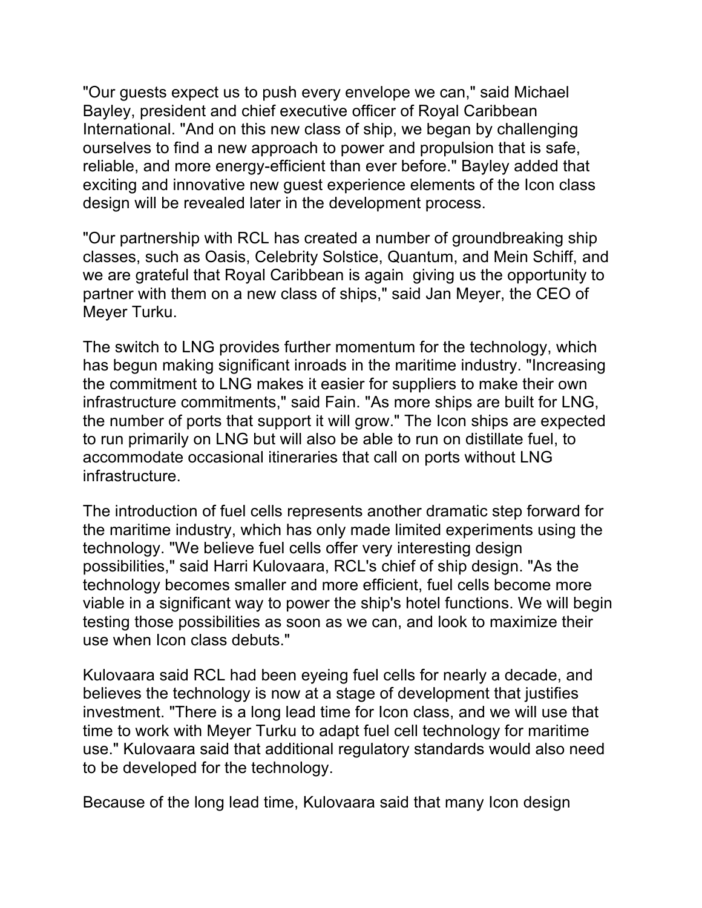"Our guests expect us to push every envelope we can," said Michael Bayley, president and chief executive officer of Royal Caribbean International. "And on this new class of ship, we began by challenging ourselves to find a new approach to power and propulsion that is safe, reliable, and more energy-efficient than ever before." Bayley added that exciting and innovative new guest experience elements of the Icon class design will be revealed later in the development process.

"Our partnership with RCL has created a number of groundbreaking ship classes, such as Oasis, Celebrity Solstice, Quantum, and Mein Schiff, and we are grateful that Royal Caribbean is again giving us the opportunity to partner with them on a new class of ships," said Jan Meyer, the CEO of Meyer Turku.

The switch to LNG provides further momentum for the technology, which has begun making significant inroads in the maritime industry. "Increasing the commitment to LNG makes it easier for suppliers to make their own infrastructure commitments," said Fain. "As more ships are built for LNG, the number of ports that support it will grow." The Icon ships are expected to run primarily on LNG but will also be able to run on distillate fuel, to accommodate occasional itineraries that call on ports without LNG infrastructure.

The introduction of fuel cells represents another dramatic step forward for the maritime industry, which has only made limited experiments using the technology. "We believe fuel cells offer very interesting design possibilities," said Harri Kulovaara, RCL's chief of ship design. "As the technology becomes smaller and more efficient, fuel cells become more viable in a significant way to power the ship's hotel functions. We will begin testing those possibilities as soon as we can, and look to maximize their use when Icon class debuts."

Kulovaara said RCL had been eyeing fuel cells for nearly a decade, and believes the technology is now at a stage of development that justifies investment. "There is a long lead time for Icon class, and we will use that time to work with Meyer Turku to adapt fuel cell technology for maritime use." Kulovaara said that additional regulatory standards would also need to be developed for the technology.

Because of the long lead time, Kulovaara said that many Icon design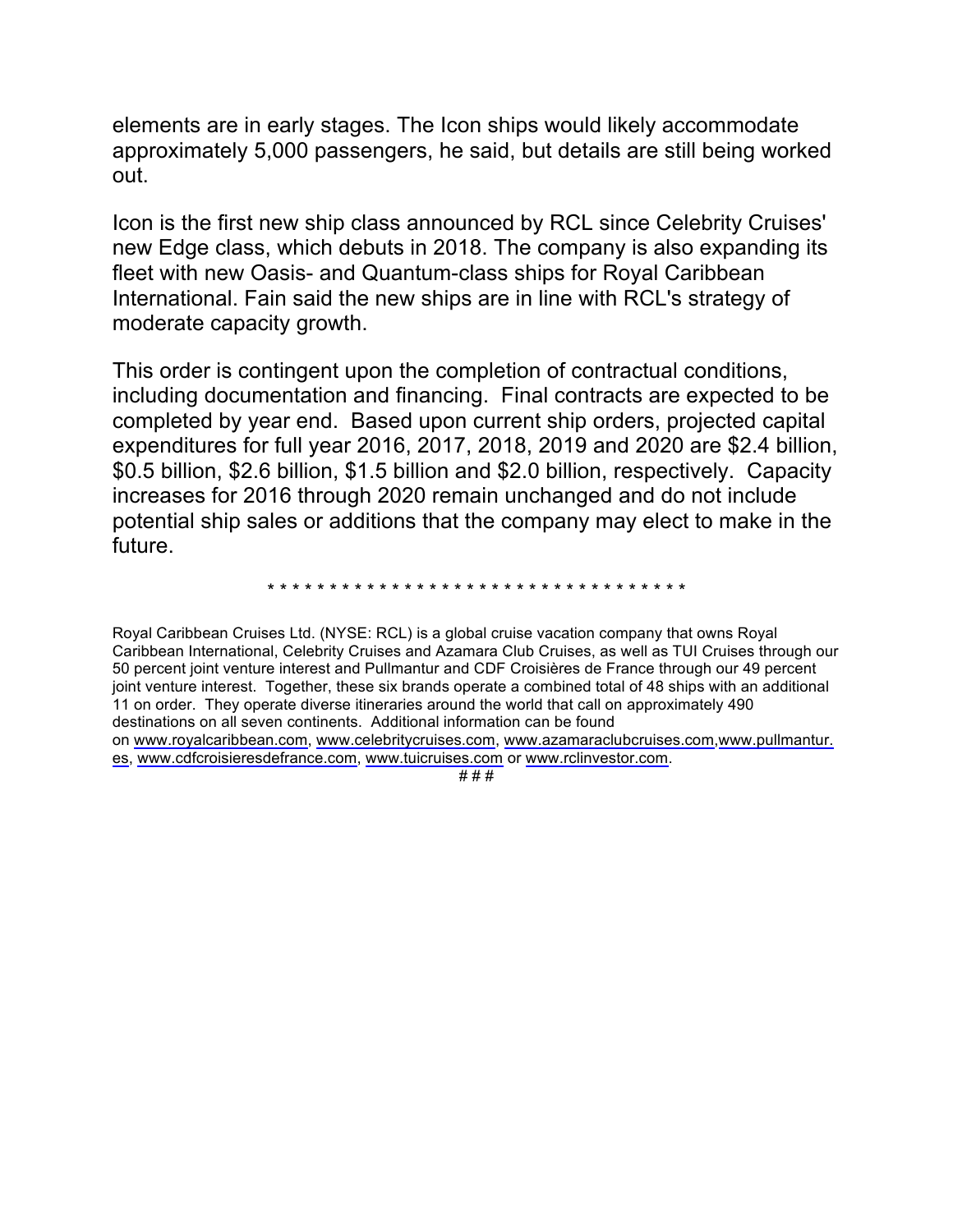elements are in early stages. The Icon ships would likely accommodate approximately 5,000 passengers, he said, but details are still being worked out.

Icon is the first new ship class announced by RCL since Celebrity Cruises' new Edge class, which debuts in 2018. The company is also expanding its fleet with new Oasis- and Quantum-class ships for Royal Caribbean International. Fain said the new ships are in line with RCL's strategy of moderate capacity growth.

This order is contingent upon the completion of contractual conditions, including documentation and financing. Final contracts are expected to be completed by year end. Based upon current ship orders, projected capital expenditures for full year 2016, 2017, 2018, 2019 and 2020 are $2.4 billion, $0.5 billion, $2.6 billion, $1.5 billion and $2.0 billion, respectively. Capacity increases for 2016 through 2020 remain unchanged and do not include potential ship sales or additions that the company may elect to make in the future.

* * * * * * * * * * * * * * * * * * * * * * * * * * * * * * * * * * *

Royal Caribbean Cruises Ltd. (NYSE: RCL) is a global cruise vacation company that owns Royal Caribbean International, Celebrity Cruises and Azamara Club Cruises, as well as TUI Cruises through our 50 percent joint venture interest and Pullmantur and CDF Croisières de France through our 49 percent joint venture interest. Together, these six brands operate a combined total of 48 ships with an additional 11 on order. They operate diverse itineraries around the world that call on approximately 490 destinations on all seven continents. Additional information can be found on www.royalcaribbean.com, www.celebritycruises.com, www.azamaraclubcruises.com, www.pullmantur.es, www.cdfcroisieresdefrance.com, www.tuicruises.com or www.rclinvestor.com.

# # #